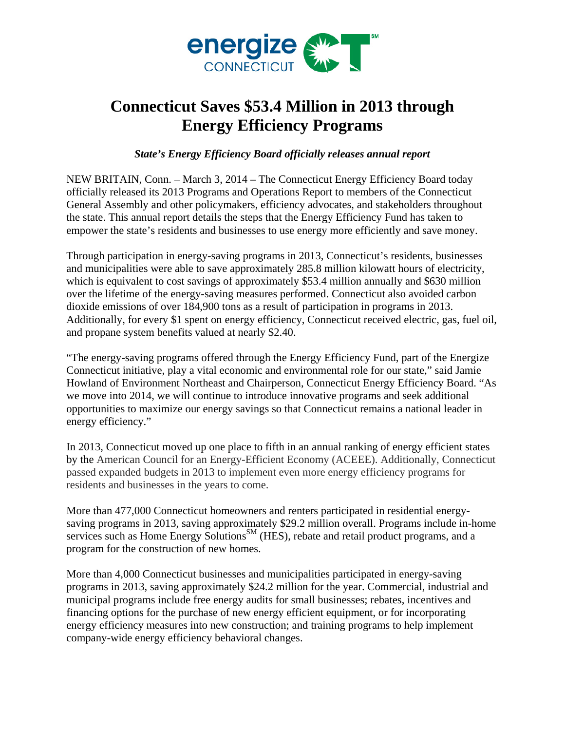# Connecticut Saves $53.4 Million in 2013 through Energy Efficiency Programs

***State's Energy Efficiency Board officially releases annual report***

NEW BRITAIN, Conn. – March 3, 2014 – The Connecticut Energy Efficiency Board today officially released its 2013 Programs and Operations Report to members of the Connecticut General Assembly and other policymakers, efficiency advocates, and stakeholders throughout the state. This annual report details the steps that the Energy Efficiency Fund has taken to empower the state's residents and businesses to use energy more efficiently and save money.

Through participation in energy-saving programs in 2013, Connecticut's residents, businesses and municipalities were able to save approximately 285.8 million kilowatt hours of electricity, which is equivalent to cost savings of approximately $53.4 million annually and $630 million over the lifetime of the energy-saving measures performed. Connecticut also avoided carbon dioxide emissions of over 184,900 tons as a result of participation in programs in 2013. Additionally, for every $1 spent on energy efficiency, Connecticut received electric, gas, fuel oil, and propane system benefits valued at nearly $2.40.

"The energy-saving programs offered through the Energy Efficiency Fund, part of the Energize Connecticut initiative, play a vital economic and environmental role for our state," said Jamie Howland of Environment Northeast and Chairperson, Connecticut Energy Efficiency Board. "As we move into 2014, we will continue to introduce innovative programs and seek additional opportunities to maximize our energy savings so that Connecticut remains a national leader in energy efficiency."

In 2013, Connecticut moved up one place to fifth in an annual ranking of energy efficient states by the American Council for an Energy-Efficient Economy (ACEEE). Additionally, Connecticut passed expanded budgets in 2013 to implement even more energy efficiency programs for residents and businesses in the years to come.

More than 477,000 Connecticut homeowners and renters participated in residential energy-saving programs in 2013, saving approximately $29.2 million overall. Programs include in-home services such as Home Energy Solutions[SM] (HES), rebate and retail product programs, and a program for the construction of new homes.

More than 4,000 Connecticut businesses and municipalities participated in energy-saving programs in 2013, saving approximately $24.2 million for the year. Commercial, industrial and municipal programs include free energy audits for small businesses; rebates, incentives and financing options for the purchase of new energy efficient equipment, or for incorporating energy efficiency measures into new construction; and training programs to help implement company-wide energy efficiency behavioral changes.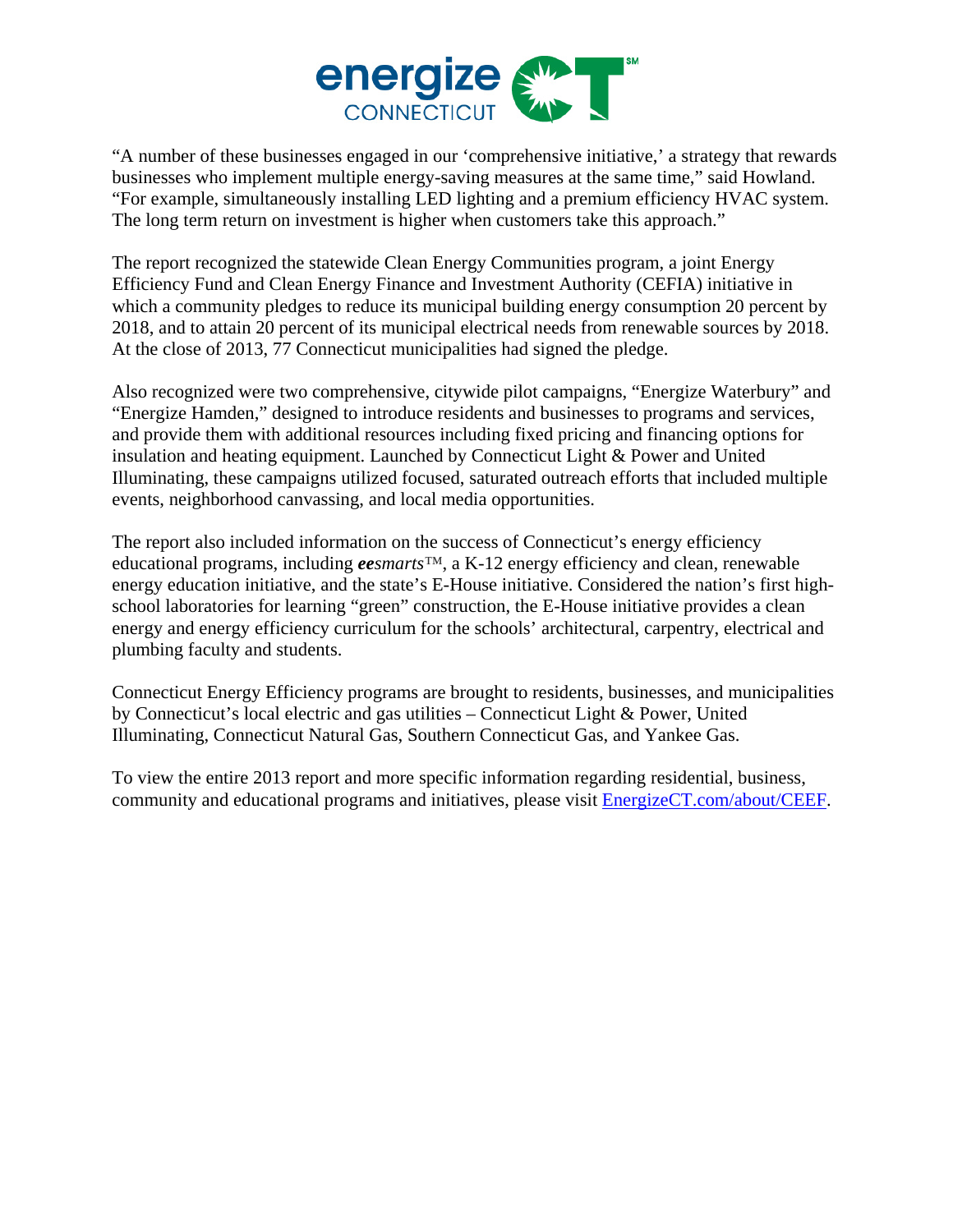"A number of these businesses engaged in our 'comprehensive initiative,' a strategy that rewards businesses who implement multiple energy-saving measures at the same time," said Howland. "For example, simultaneously installing LED lighting and a premium efficiency HVAC system. The long term return on investment is higher when customers take this approach."

The report recognized the statewide Clean Energy Communities program, a joint Energy Efficiency Fund and Clean Energy Finance and Investment Authority (CEFIA) initiative in which a community pledges to reduce its municipal building energy consumption 20 percent by 2018, and to attain 20 percent of its municipal electrical needs from renewable sources by 2018. At the close of 2013, 77 Connecticut municipalities had signed the pledge.

Also recognized were two comprehensive, citywide pilot campaigns, "Energize Waterbury" and "Energize Hamden," designed to introduce residents and businesses to programs and services, and provide them with additional resources including fixed pricing and financing options for insulation and heating equipment. Launched by Connecticut Light & Power and United Illuminating, these campaigns utilized focused, saturated outreach efforts that included multiple events, neighborhood canvassing, and local media opportunities.

The report also included information on the success of Connecticut's energy efficiency educational programs, including ***ee****smarts*™, a K-12 energy efficiency and clean, renewable energy education initiative, and the state's E-House initiative. Considered the nation's first high-school laboratories for learning "green" construction, the E-House initiative provides a clean energy and energy efficiency curriculum for the schools' architectural, carpentry, electrical and plumbing faculty and students.

Connecticut Energy Efficiency programs are brought to residents, businesses, and municipalities by Connecticut's local electric and gas utilities – Connecticut Light & Power, United Illuminating, Connecticut Natural Gas, Southern Connecticut Gas, and Yankee Gas.

To view the entire 2013 report and more specific information regarding residential, business, community and educational programs and initiatives, please visit [EnergizeCT.com/about/CEEF](EnergizeCT.com/about/CEEF).